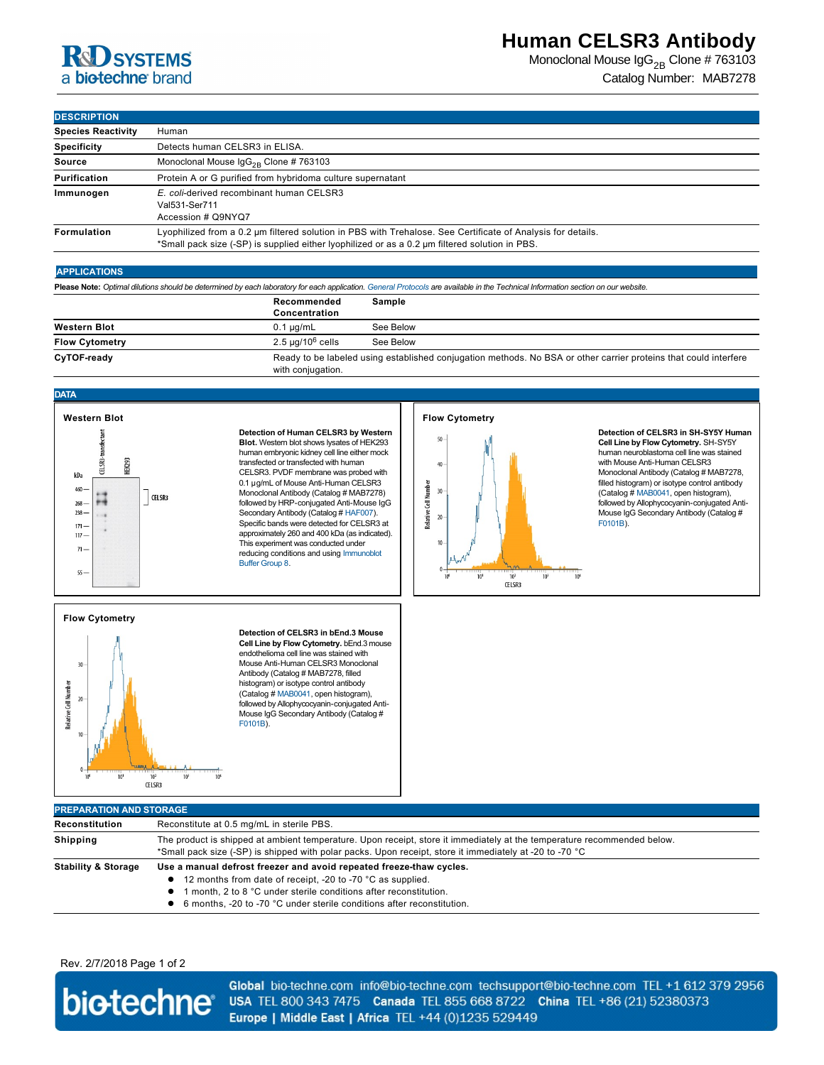# Human CELSR3 Antibody

Monoclonal Mouse $IgG_{2B}$ Clone # 763103

Catalog Number: MAB7278

## DESCRIPTION

| | |
|---|---|
| **Species Reactivity** | Human |
| **Specificity** | Detects human CELSR3 in ELISA. |
| **Source** | Monoclonal Mouse $IgG_{2B}$ Clone # 763103 |
| **Purification** | Protein A or G purified from hybridoma culture supernatant |
| **Immunogen** | *E. coli*-derived recombinant human CELSR3<br>Val531-Ser711<br>Accession # Q9NYQ7 |
| **Formulation** | Lyophilized from a 0.2 µm filtered solution in PBS with Trehalose. See Certificate of Analysis for details.<br>*Small pack size (-SP) is supplied either lyophilized or as a 0.2 µm filtered solution in PBS. |

## APPLICATIONS

**Please Note:** *Optimal dilutions should be determined by each laboratory for each application. General Protocols are available in the Technical Information section on our website.*

| | Recommended Concentration | Sample |
|---|---|---|
| **Western Blot** | 0.1 µg/mL | See Below |
| **Flow Cytometry** | 2.5 µg/$10^6$ cells | See Below |
| **CyTOF-ready** | Ready to be labeled using established conjugation methods. No BSA or other carrier proteins that could interfere with conjugation. | |

## DATA

### Western Blot

**Detection of Human CELSR3 by Western Blot.** Western blot shows lysates of HEK293 human embryonic kidney cell line either mock or transfected with human CELSR3. PVDF membrane was probed with 0.1 µg/mL of Mouse Anti-Human CELSR3 Monoclonal Antibody (Catalog # MAB7278) followed by HRP-conjugated Anti-Mouse IgG Secondary Antibody (Catalog # HAF007). Specific bands were detected for CELSR3 at approximately 260 and 400 kDa (as indicated). This experiment was conducted under reducing conditions and using Immunoblot Buffer Group 8.

### Flow Cytometry

**Detection of CELSR3 in SH-SY5Y Human Cell Line by Flow Cytometry.** SH-SY5Y human neuroblastoma cell line was stained with Mouse Anti-Human CELSR3 Monoclonal Antibody (Catalog # MAB7278, filled histogram) or isotype control antibody (Catalog # MAB0041, open histogram), followed by Allophycocyanin-conjugated Anti-Mouse IgG Secondary Antibody (Catalog # F0101B).

### Flow Cytometry

**Detection of CELSR3 in bEnd.3 Mouse Cell Line by Flow Cytometry.** bEnd.3 mouse endothelioma cell line was stained with Mouse Anti-Human CELSR3 Monoclonal Antibody (Catalog # MAB7278, filled histogram) or isotype control antibody (Catalog # MAB0041, open histogram), followed by Allophycocyanin-conjugated Anti-Mouse IgG Secondary Antibody (Catalog # F0101B).

## PREPARATION AND STORAGE

| | |
|---|---|
| **Reconstitution** | Reconstitute at 0.5 mg/mL in sterile PBS. |
| **Shipping** | The product is shipped at ambient temperature. Upon receipt, store it immediately at the temperature recommended below.<br>*Small pack size (-SP) is shipped with polar packs. Upon receipt, store it immediately at -20 to -70 °C |
| **Stability & Storage** | **Use a manual defrost freezer and avoid repeated freeze-thaw cycles.**<br>● 12 months from date of receipt, -20 to -70 °C as supplied.<br>● 1 month, 2 to 8 °C under sterile conditions after reconstitution.<br>● 6 months, -20 to -70 °C under sterile conditions after reconstitution. |

Rev. 2/7/2018

**Global** bio-techne.com info@bio-techne.com techsupport@bio-techne.com TEL +1 612 379 2956
**USA** TEL 800 343 7475 **Canada** TEL 855 668 8722 **China** TEL +86 (21) 52380373
**Europe | Middle East | Africa** TEL +44 (0)1235 529449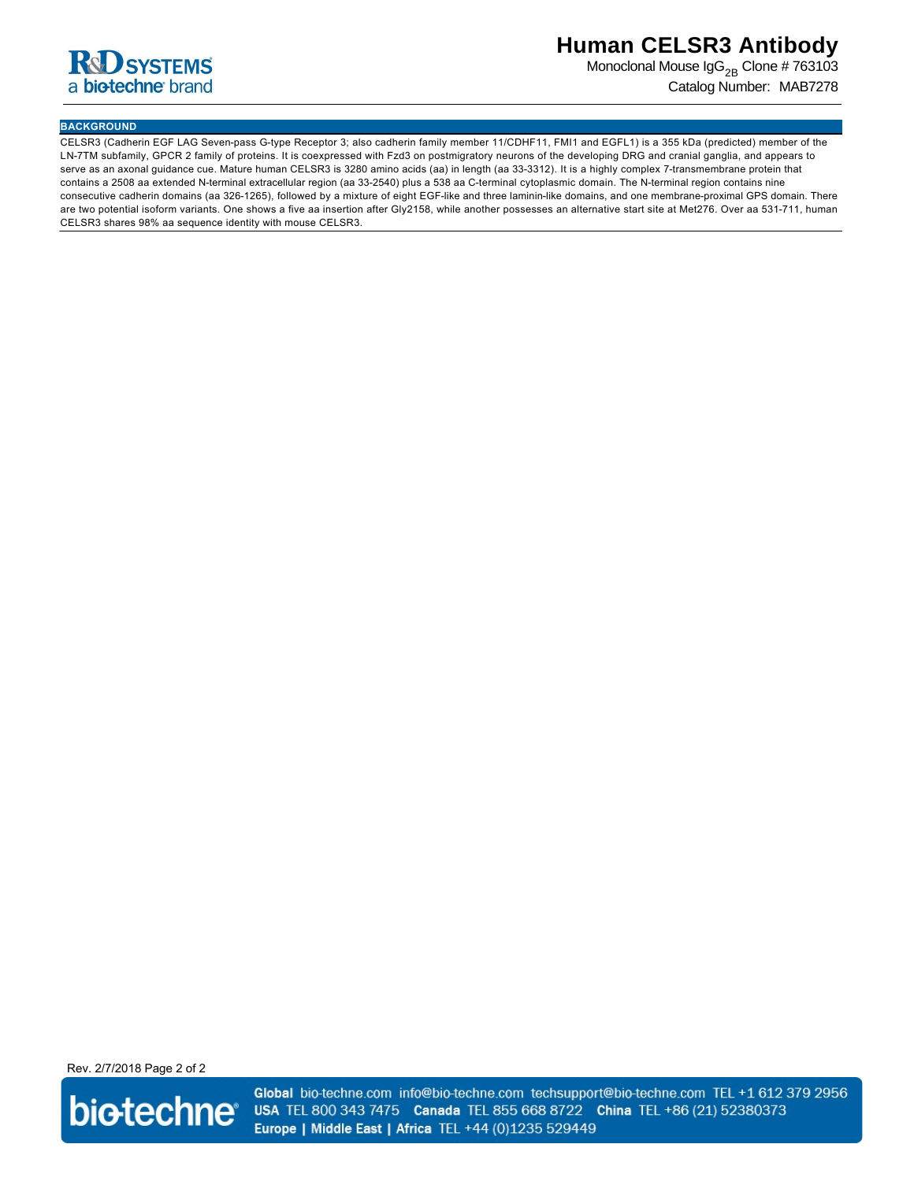## BACKGROUND

CELSR3 (Cadherin EGF LAG Seven-pass G-type Receptor 3; also cadherin family member 11/CDHF11, FMI1 and EGFL1) is a 355 kDa (predicted) member of the LN-7TM subfamily, GPCR 2 family of proteins. It is coexpressed with Fzd3 on postmigratory neurons of the developing DRG and cranial ganglia, and appears to serve as an axonal guidance cue. Mature human CELSR3 is 3280 amino acids (aa) in length (aa 33-3312). It is a highly complex 7-transmembrane protein that contains a 2508 aa extended N-terminal extracellular region (aa 33-2540) plus a 538 aa C-terminal cytoplasmic domain. The N-terminal region contains nine consecutive cadherin domains (aa 326-1265), followed by a mixture of eight EGF-like and three laminin-like domains, and one membrane-proximal GPS domain. There are two potential isoform variants. One shows a five aa insertion after Gly2158, while another possesses an alternative start site at Met276. Over aa 531-711, human CELSR3 shares 98% aa sequence identity with mouse CELSR3.